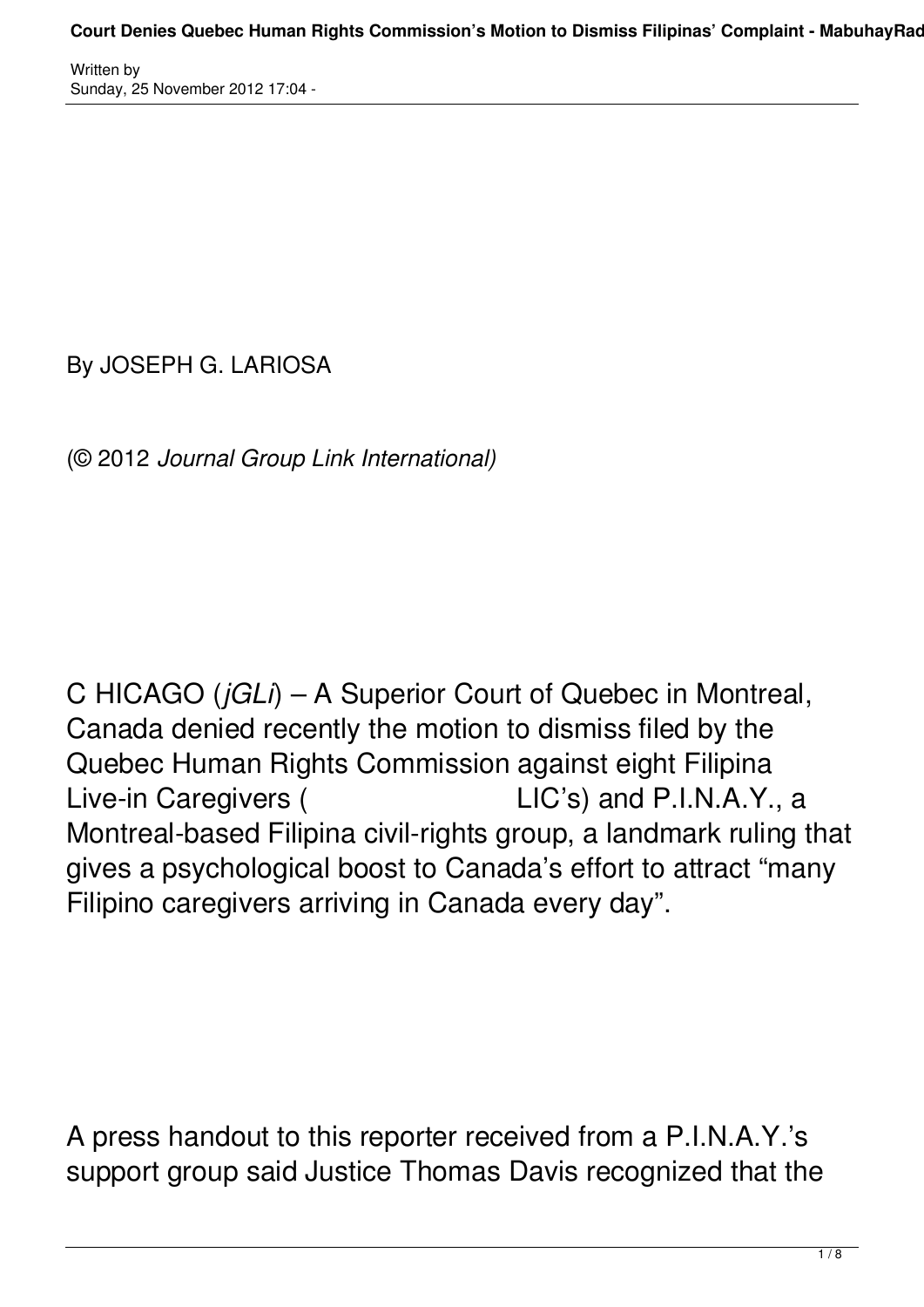By JOSEPH G. LARIOSA

(© 2012 *Journal Group Link International)*

C HICAGO (*jGLi*) – A Superior Court of Quebec in Montreal, Canada denied recently the motion to dismiss filed by the Quebec Human Rights Commission against eight Filipina Live-in Caregivers ( LIC's) and P.I.N.A.Y., a Montreal-based Filipina civil-rights group, a landmark ruling that gives a psychological boost to Canada's effort to attract "many Filipino caregivers arriving in Canada every day".

A press handout to this reporter received from a P.I.N.A.Y.'s support group said Justice Thomas Davis recognized that the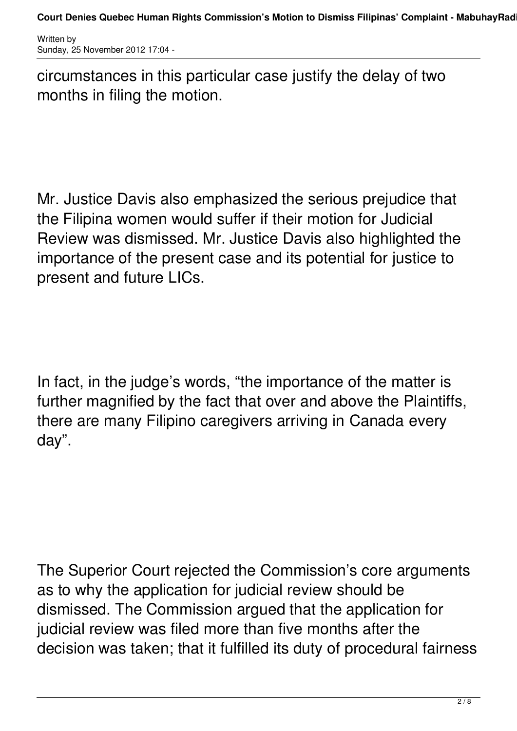circumstances in this particular case justify the delay of two months in filing the motion.

Mr. Justice Davis also emphasized the serious prejudice that the Filipina women would suffer if their motion for Judicial Review was dismissed. Mr. Justice Davis also highlighted the importance of the present case and its potential for justice to present and future LICs.

In fact, in the judge's words, "the importance of the matter is further magnified by the fact that over and above the Plaintiffs, there are many Filipino caregivers arriving in Canada every day".

The Superior Court rejected the Commission's core arguments as to why the application for judicial review should be dismissed. The Commission argued that the application for judicial review was filed more than five months after the decision was taken; that it fulfilled its duty of procedural fairness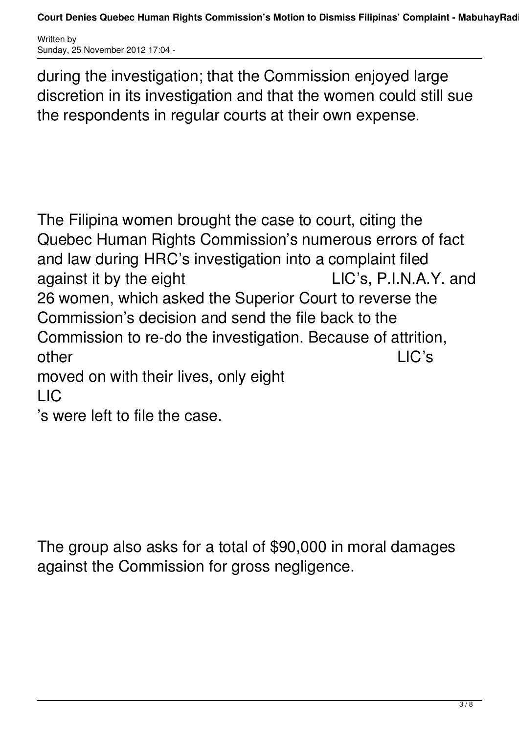during the investigation; that the Commission enjoyed large discretion in its investigation and that the women could still sue the respondents in regular courts at their own expense.

The Filipina women brought the case to court, citing the Quebec Human Rights Commission's numerous errors of fact and law during HRC's investigation into a complaint filed against it by the eight LIC's, P.I.N.A.Y. and 26 women, which asked the Superior Court to reverse the Commission's decision and send the file back to the Commission to re-do the investigation. Because of attrition, other LIC's moved on with their lives, only eight LIC's were left to file the case.

The group also asks for a total of $90,000 in moral damages against the Commission for gross negligence.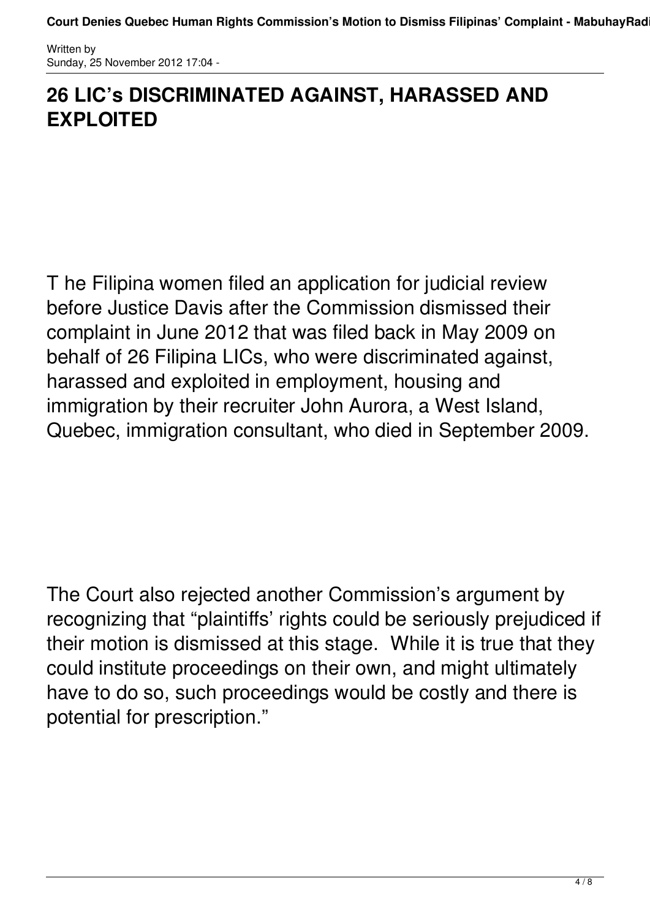## 26 LIC's DISCRIMINATED AGAINST, HARASSED AND EXPLOITED

T he Filipina women filed an application for judicial review before Justice Davis after the Commission dismissed their complaint in June 2012 that was filed back in May 2009 on behalf of 26 Filipina LICs, who were discriminated against, harassed and exploited in employment, housing and immigration by their recruiter John Aurora, a West Island, Quebec, immigration consultant, who died in September 2009.

The Court also rejected another Commission's argument by recognizing that "plaintiffs' rights could be seriously prejudiced if their motion is dismissed at this stage. While it is true that they could institute proceedings on their own, and might ultimately have to do so, such proceedings would be costly and there is potential for prescription."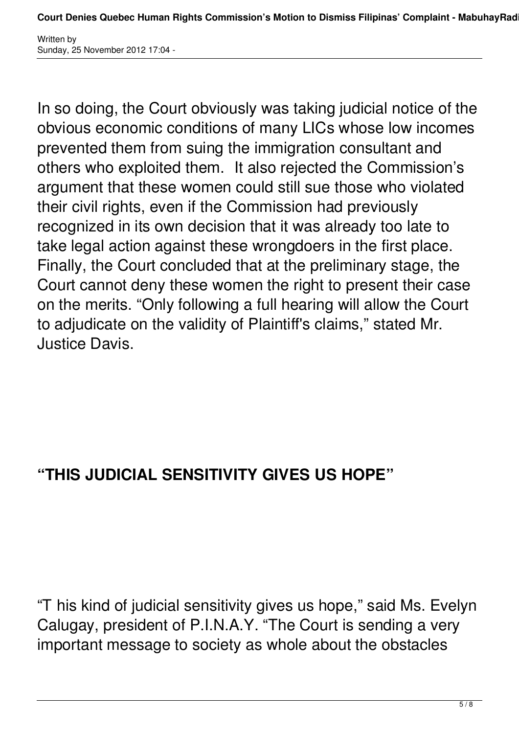In so doing, the Court obviously was taking judicial notice of the obvious economic conditions of many LICs whose low incomes prevented them from suing the immigration consultant and others who exploited them.  It also rejected the Commission's argument that these women could still sue those who violated their civil rights, even if the Commission had previously recognized in its own decision that it was already too late to take legal action against these wrongdoers in the first place. Finally, the Court concluded that at the preliminary stage, the Court cannot deny these women the right to present their case on the merits. "Only following a full hearing will allow the Court to adjudicate on the validity of Plaintiff's claims," stated Mr. Justice Davis.

## "THIS JUDICIAL SENSITIVITY GIVES US HOPE"

"T his kind of judicial sensitivity gives us hope," said Ms. Evelyn Calugay, president of P.I.N.A.Y. "The Court is sending a very important message to society as whole about the obstacles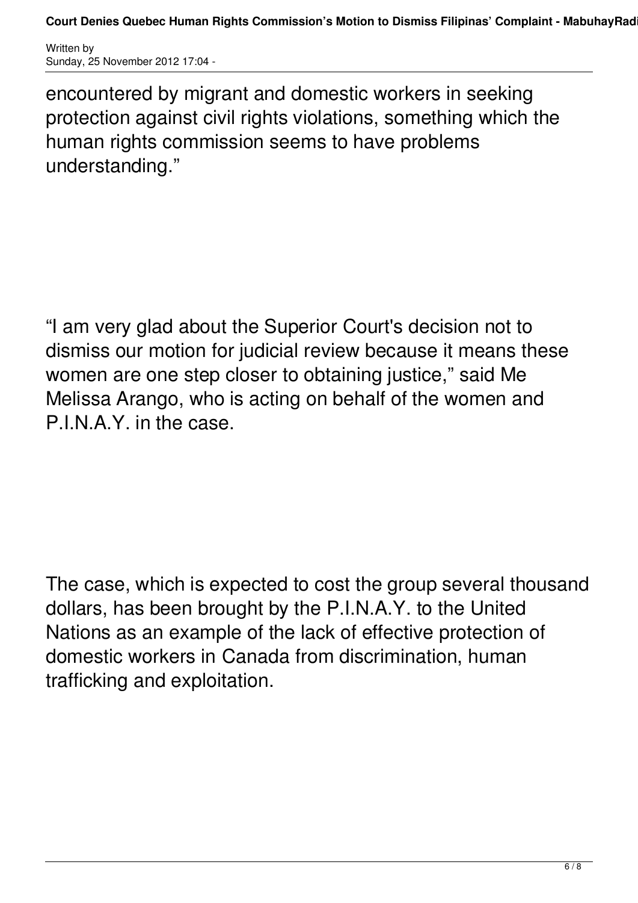encountered by migrant and domestic workers in seeking protection against civil rights violations, something which the human rights commission seems to have problems understanding."

"I am very glad about the Superior Court's decision not to dismiss our motion for judicial review because it means these women are one step closer to obtaining justice," said Me Melissa Arango, who is acting on behalf of the women and P.I.N.A.Y. in the case.

The case, which is expected to cost the group several thousand dollars, has been brought by the P.I.N.A.Y. to the United Nations as an example of the lack of effective protection of domestic workers in Canada from discrimination, human trafficking and exploitation.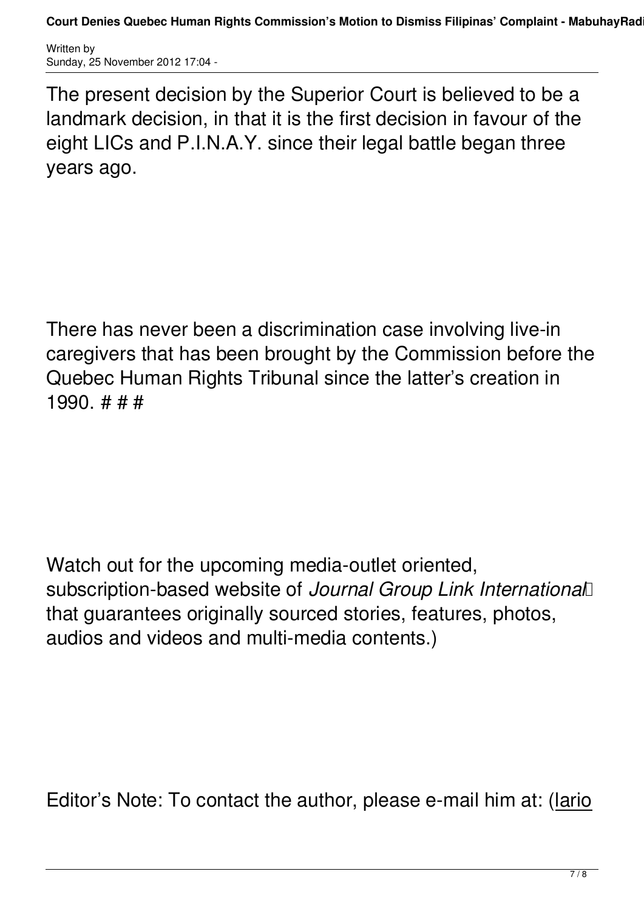The present decision by the Superior Court is believed to be a landmark decision, in that it is the first decision in favour of the eight LICs and P.I.N.A.Y. since their legal battle began three years ago.

There has never been a discrimination case involving live-in caregivers that has been brought by the Commission before the Quebec Human Rights Tribunal since the latter's creation in 1990. # # #

Watch out for the upcoming media-outlet oriented, subscription-based website of *Journal Group Link International* that guarantees originally sourced stories, features, photos, audios and videos and multi-media contents.)

Editor's Note: To contact the author, please e-mail him at: (lario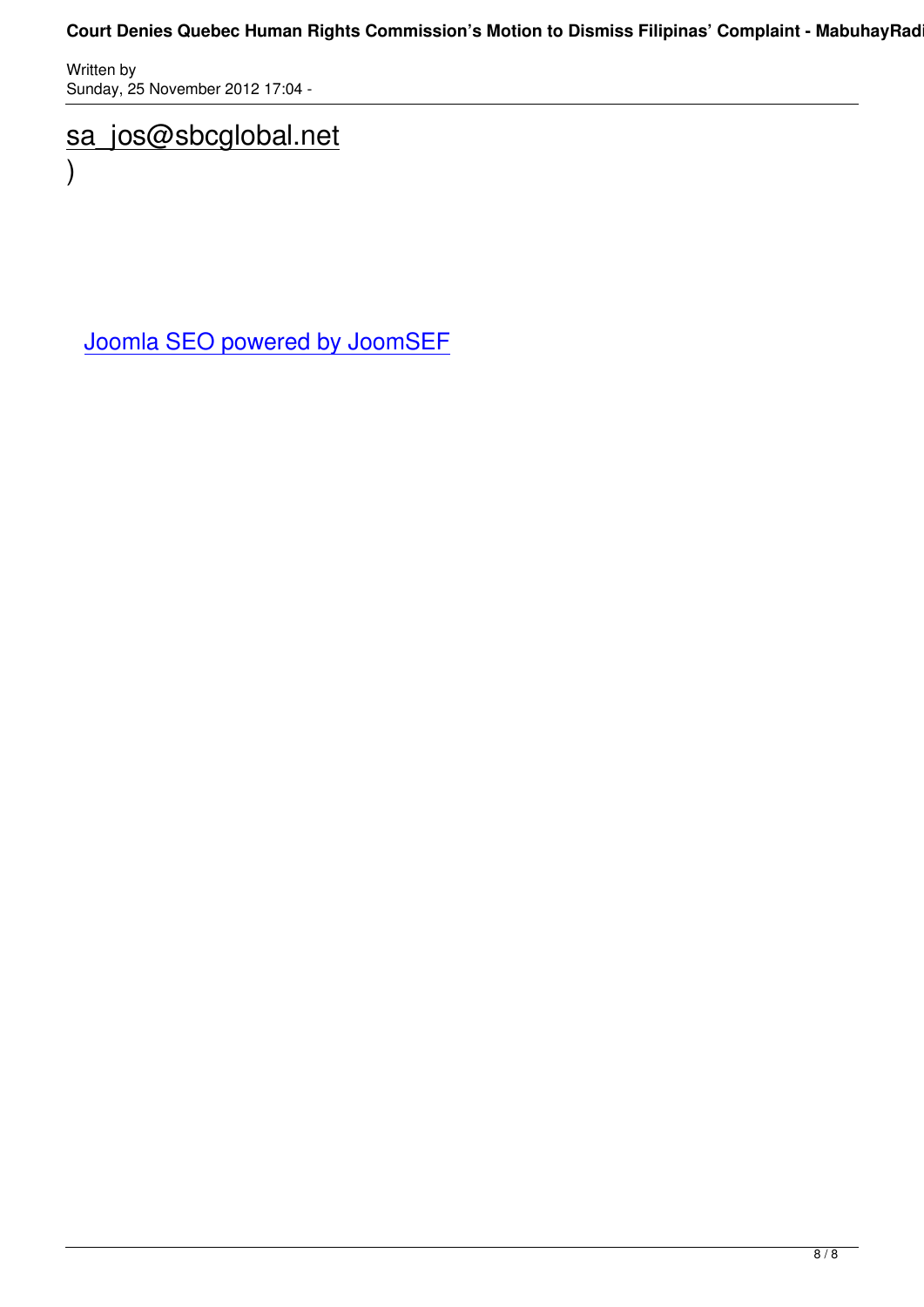sa_jos@sbcglobal.net
)

Joomla SEO powered by JoomSEF